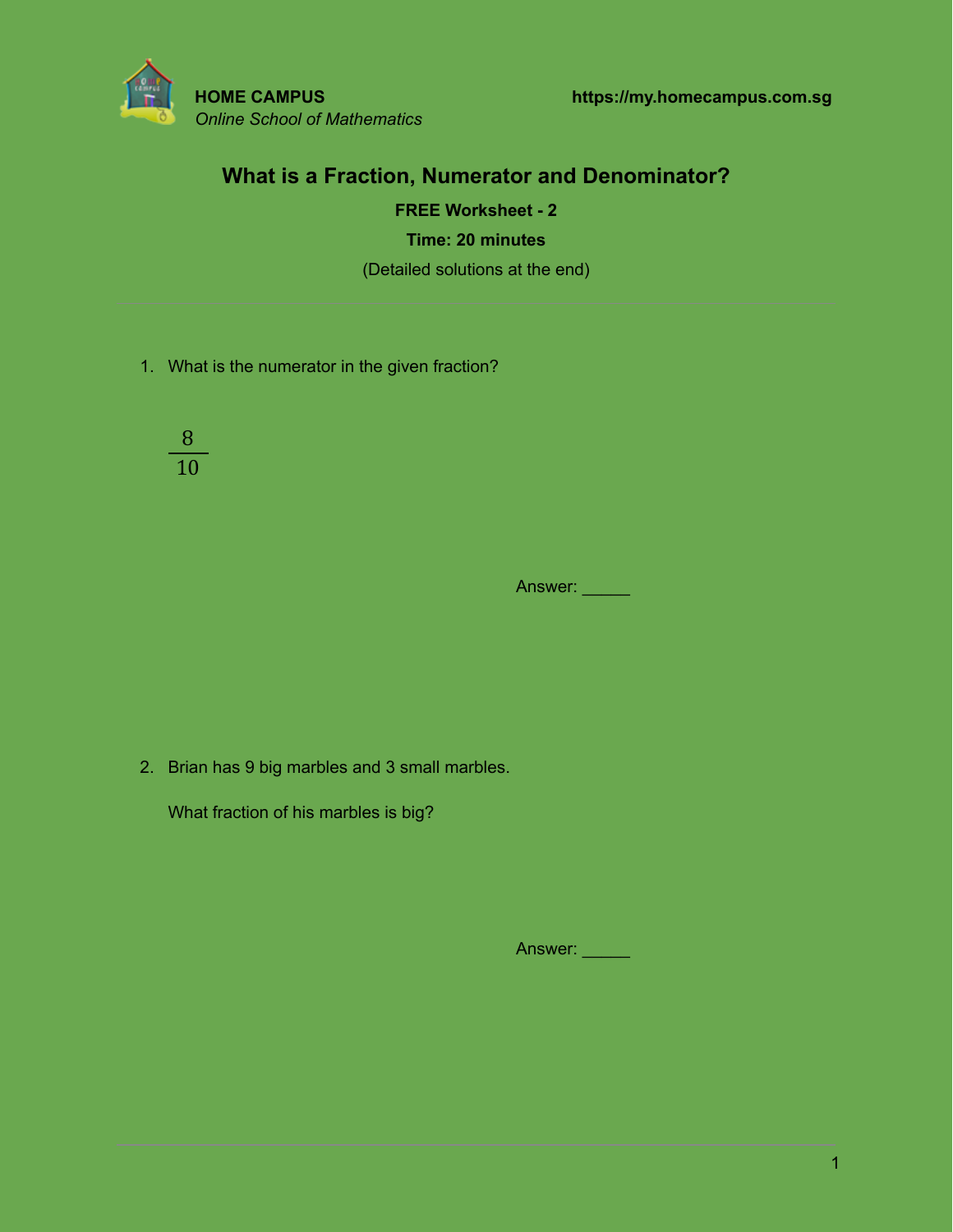**HOME CAMPUS**
*Online School of Mathematics*

**https://my.homecampus.com.sg**

# What is a Fraction, Numerator and Denominator?

**FREE Worksheet - 2**

**Time: 20 minutes**

(Detailed solutions at the end)

1. What is the numerator in the given fraction?

$$\frac{8}{10}$$

Answer: _____

2. Brian has 9 big marbles and 3 small marbles.

   What fraction of his marbles is big?

Answer: _____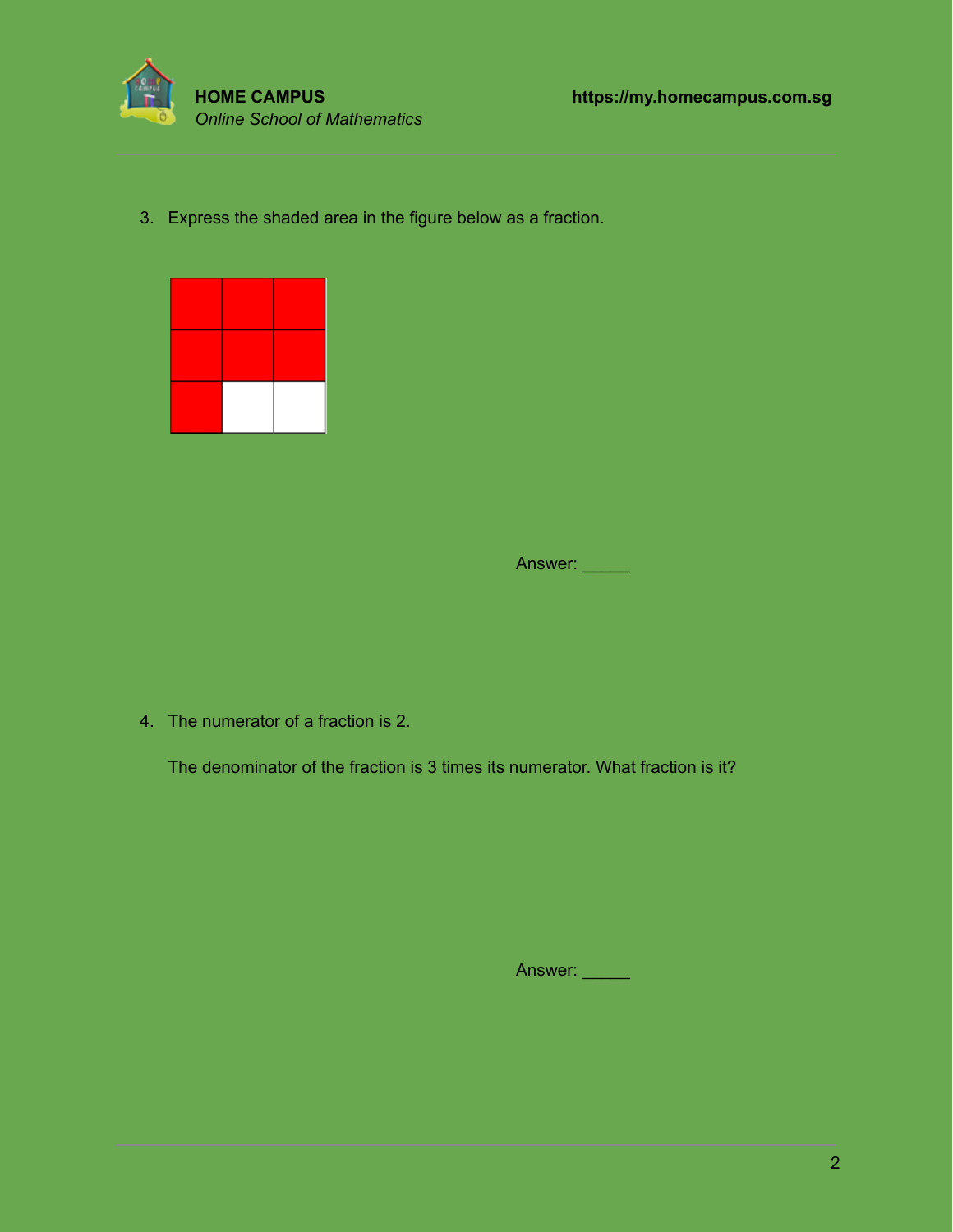3. Express the shaded area in the figure below as a fraction.

Answer: _____

4. The numerator of a fraction is 2.

   The denominator of the fraction is 3 times its numerator. What fraction is it?

Answer: _____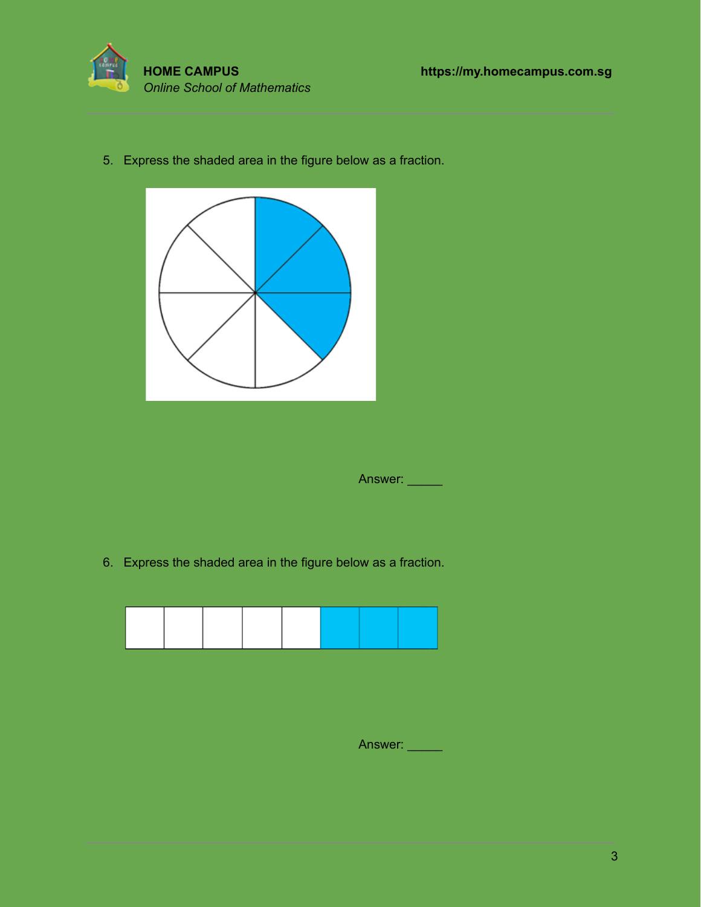5. Express the shaded area in the figure below as a fraction.

Answer: _____

6. Express the shaded area in the figure below as a fraction.

Answer: _____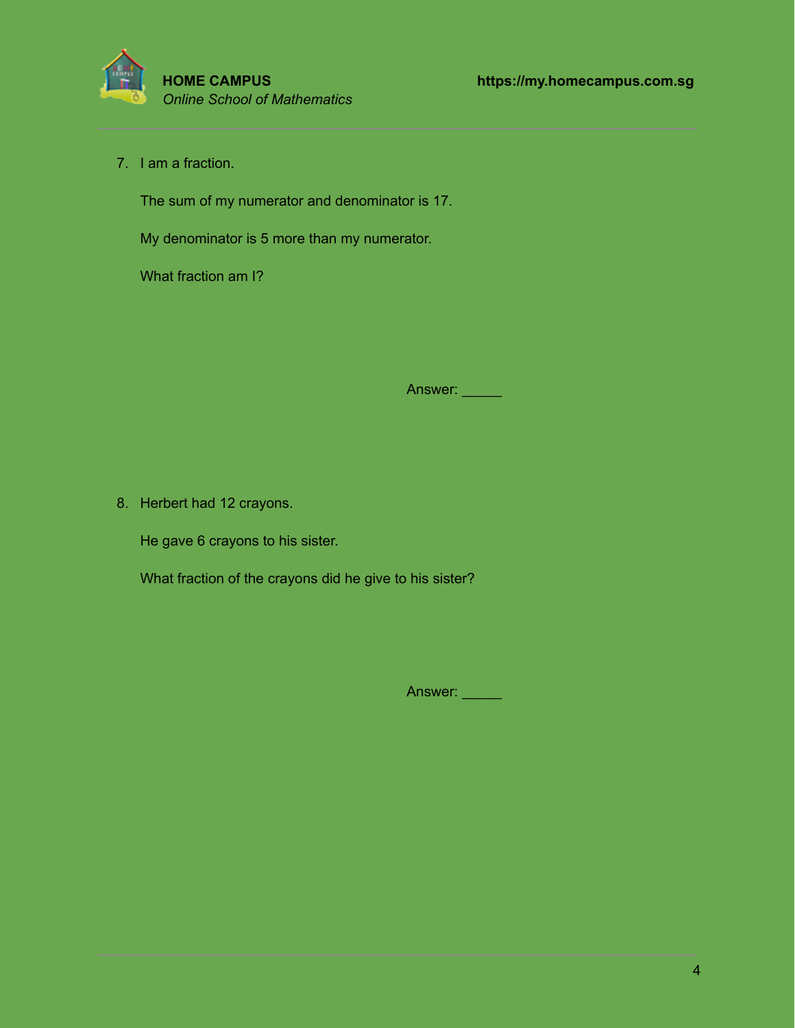7. I am a fraction.

   The sum of my numerator and denominator is 17.

   My denominator is 5 more than my numerator.

   What fraction am I?

   Answer: _____

8. Herbert had 12 crayons.

   He gave 6 crayons to his sister.

   What fraction of the crayons did he give to his sister?

   Answer: _____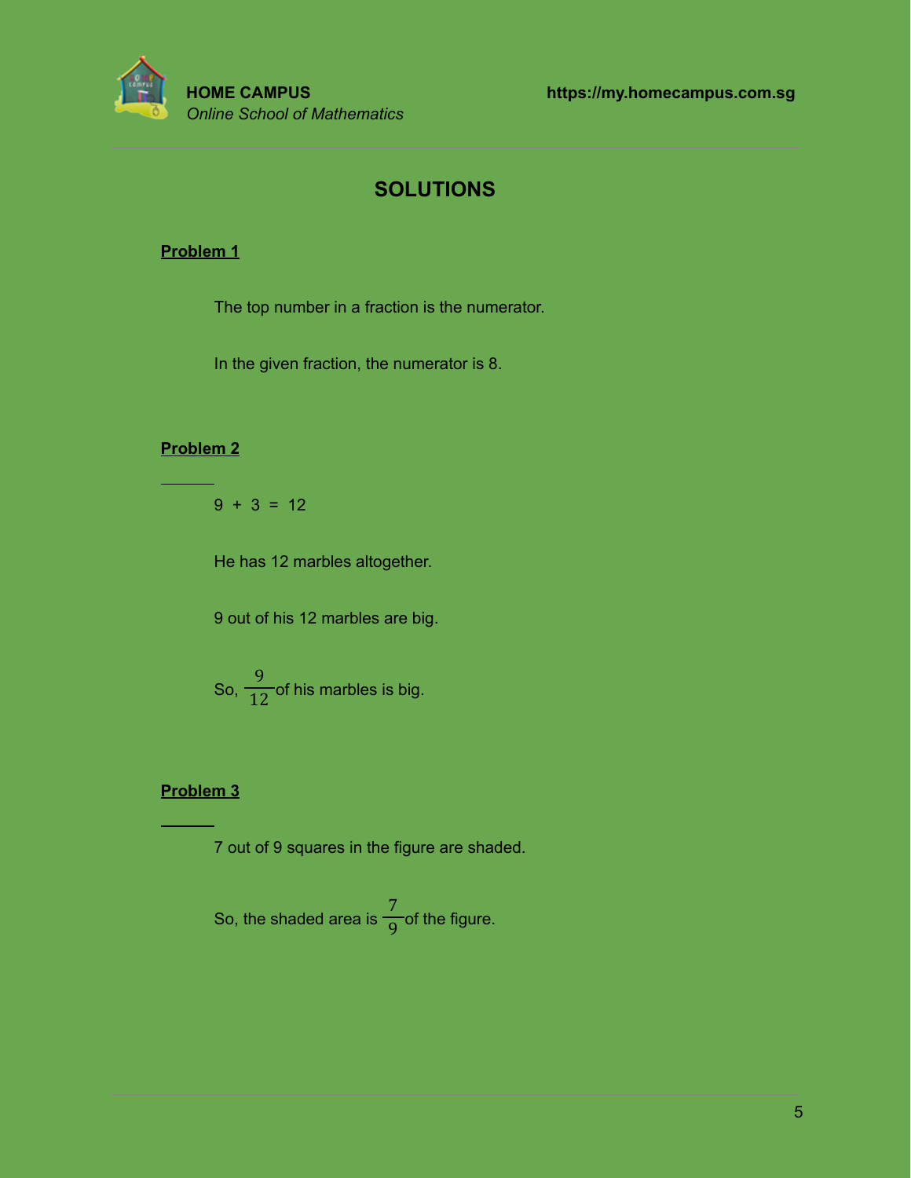# SOLUTIONS

**Problem 1**

The top number in a fraction is the numerator.

In the given fraction, the numerator is 8.

**Problem 2**

9 + 3 = 12

He has 12 marbles altogether.

9 out of his 12 marbles are big.

So, $\frac{9}{12}$ of his marbles is big.

**Problem 3**

7 out of 9 squares in the figure are shaded.

So, the shaded area is $\frac{7}{9}$ of the figure.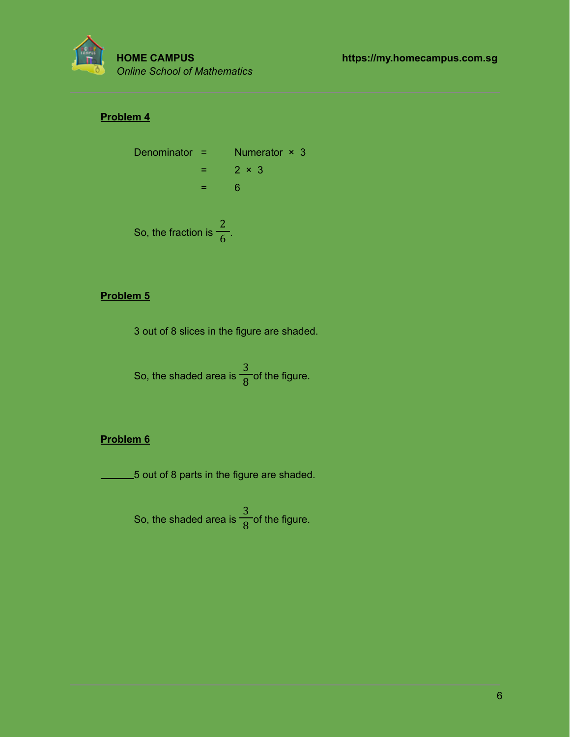**Problem 4**

Denominator = Numerator × 3

= 2 × 3

= 6

So, the fraction is $\frac{2}{6}$.

**Problem 5**

3 out of 8 slices in the figure are shaded.

So, the shaded area is $\frac{3}{8}$ of the figure.

**Problem 6**

______5 out of 8 parts in the figure are shaded.

So, the shaded area is $\frac{3}{8}$ of the figure.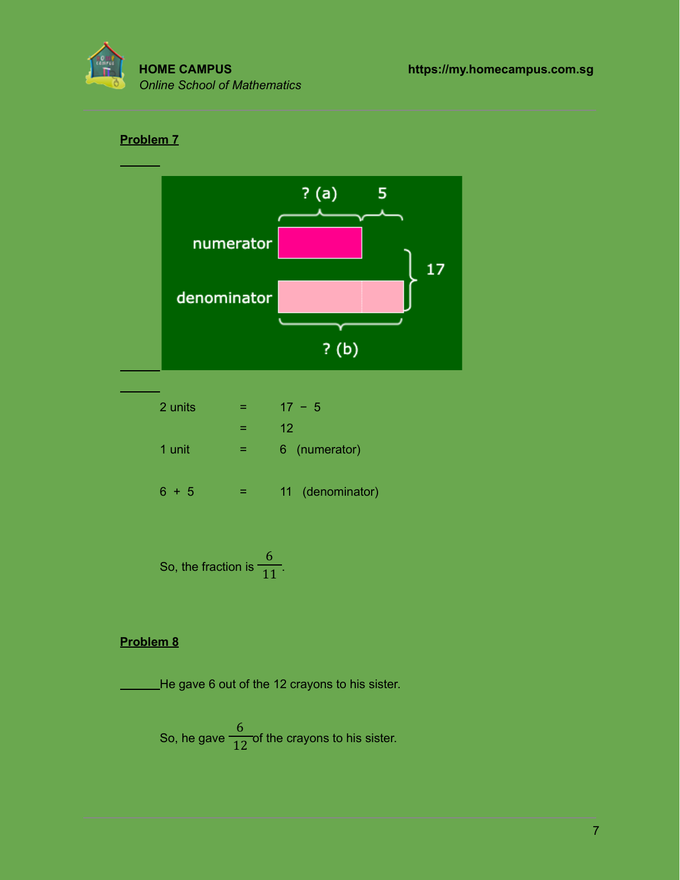## Problem 7

2 units = 17 − 5

= 12

1 unit = 6 (numerator)

6 + 5 = 11 (denominator)

So, the fraction is $\frac{6}{11}$.

## Problem 8

He gave 6 out of the 12 crayons to his sister.

So, he gave $\frac{6}{12}$ of the crayons to his sister.